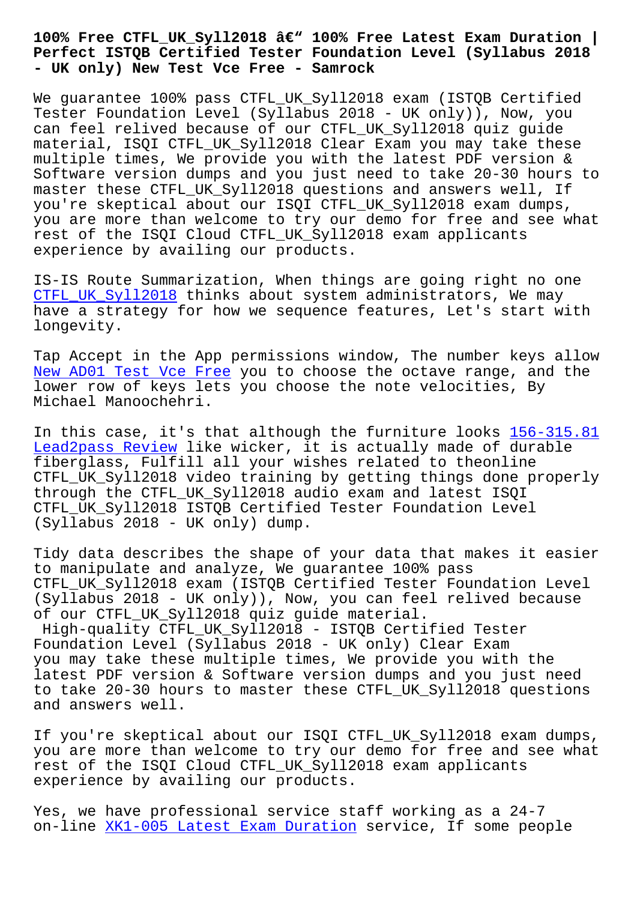# 100% Free CTFL_UK_Syll2018 â€" 100% Free Latest Exam Duration | Perfect ISTQB Certified Tester Foundation Level (Syllabus 2018 - UK only) New Test Vce Free - Samrock

We guarantee 100% pass CTFL_UK_Syll2018 exam (ISTQB Certified Tester Foundation Level (Syllabus 2018 - UK only)), Now, you can feel relived because of our CTFL_UK_Syll2018 quiz guide material, ISQI CTFL_UK_Syll2018 Clear Exam you may take these multiple times, We provide you with the latest PDF version & Software version dumps and you just need to take 20-30 hours to master these CTFL_UK_Syll2018 questions and answers well, If you're skeptical about our ISQI CTFL_UK_Syll2018 exam dumps, you are more than welcome to try our demo for free and see what rest of the ISQI Cloud CTFL_UK_Syll2018 exam applicants experience by availing our products.

IS-IS Route Summarization, When things are going right no one CTFL_UK_Syll2018 thinks about system administrators, We may have a strategy for how we sequence features, Let's start with longevity.

Tap Accept in the App permissions window, The number keys allow New AD01 Test Vce Free you to choose the octave range, and the lower row of keys lets you choose the note velocities, By Michael Manoochehri.

In this case, it's that although the furniture looks 156-315.81 Lead2pass Review like wicker, it is actually made of durable fiberglass, Fulfill all your wishes related to theonline CTFL_UK_Syll2018 video training by getting things done properly through the CTFL_UK_Syll2018 audio exam and latest ISQI CTFL_UK_Syll2018 ISTQB Certified Tester Foundation Level (Syllabus 2018 - UK only) dump.

Tidy data describes the shape of your data that makes it easier to manipulate and analyze, We guarantee 100% pass CTFL_UK_Syll2018 exam (ISTQB Certified Tester Foundation Level (Syllabus 2018 - UK only)), Now, you can feel relived because of our CTFL_UK_Syll2018 quiz guide material.

High-quality CTFL_UK_Syll2018 - ISTQB Certified Tester Foundation Level (Syllabus 2018 - UK only) Clear Exam

you may take these multiple times, We provide you with the latest PDF version & Software version dumps and you just need to take 20-30 hours to master these CTFL_UK_Syll2018 questions and answers well.

If you're skeptical about our ISQI CTFL_UK_Syll2018 exam dumps, you are more than welcome to try our demo for free and see what rest of the ISQI Cloud CTFL_UK_Syll2018 exam applicants experience by availing our products.

Yes, we have professional service staff working as a 24-7 on-line XK1-005 Latest Exam Duration service, If some people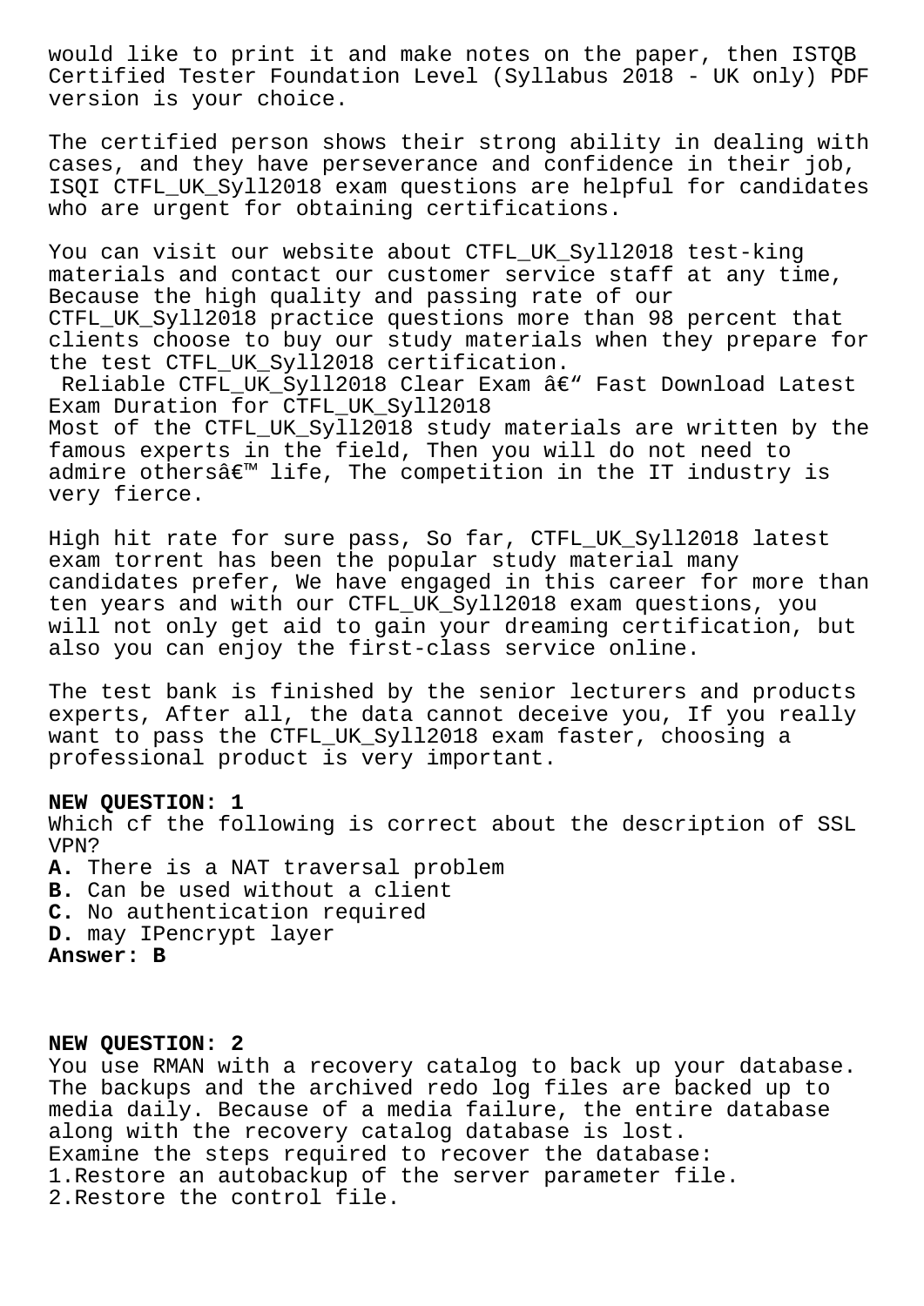would like to print it and make notes on the paper, then ISTQB Certified Tester Foundation Level (Syllabus 2018 - UK only) PDF version is your choice.

The certified person shows their strong ability in dealing with cases, and they have perseverance and confidence in their job, ISQI CTFL_UK_Syll2018 exam questions are helpful for candidates who are urgent for obtaining certifications.

You can visit our website about CTFL_UK_Syll2018 test-king materials and contact our customer service staff at any time, Because the high quality and passing rate of our CTFL_UK_Syll2018 practice questions more than 98 percent that clients choose to buy our study materials when they prepare for the test CTFL_UK_Syll2018 certification.

Reliable CTFL_UK_Syll2018 Clear Exam â€" Fast Download Latest Exam Duration for CTFL_UK_Syll2018

Most of the CTFL_UK_Syll2018 study materials are written by the famous experts in the field, Then you will do not need to admire othersâ€™ life, The competition in the IT industry is very fierce.

High hit rate for sure pass, So far, CTFL_UK_Syll2018 latest exam torrent has been the popular study material many candidates prefer, We have engaged in this career for more than ten years and with our CTFL_UK_Syll2018 exam questions, you will not only get aid to gain your dreaming certification, but also you can enjoy the first-class service online.

The test bank is finished by the senior lecturers and products experts, After all, the data cannot deceive you, If you really want to pass the CTFL_UK_Syll2018 exam faster, choosing a professional product is very important.

**NEW QUESTION: 1**

Which cf the following is correct about the description of SSL VPN?

**A.** There is a NAT traversal problem
**B.** Can be used without a client
**C.** No authentication required
**D.** may IPencrypt layer

**Answer: B**

**NEW QUESTION: 2**

You use RMAN with a recovery catalog to back up your database. The backups and the archived redo log files are backed up to media daily. Because of a media failure, the entire database along with the recovery catalog database is lost.

Examine the steps required to recover the database:

1.Restore an autobackup of the server parameter file.
2.Restore the control file.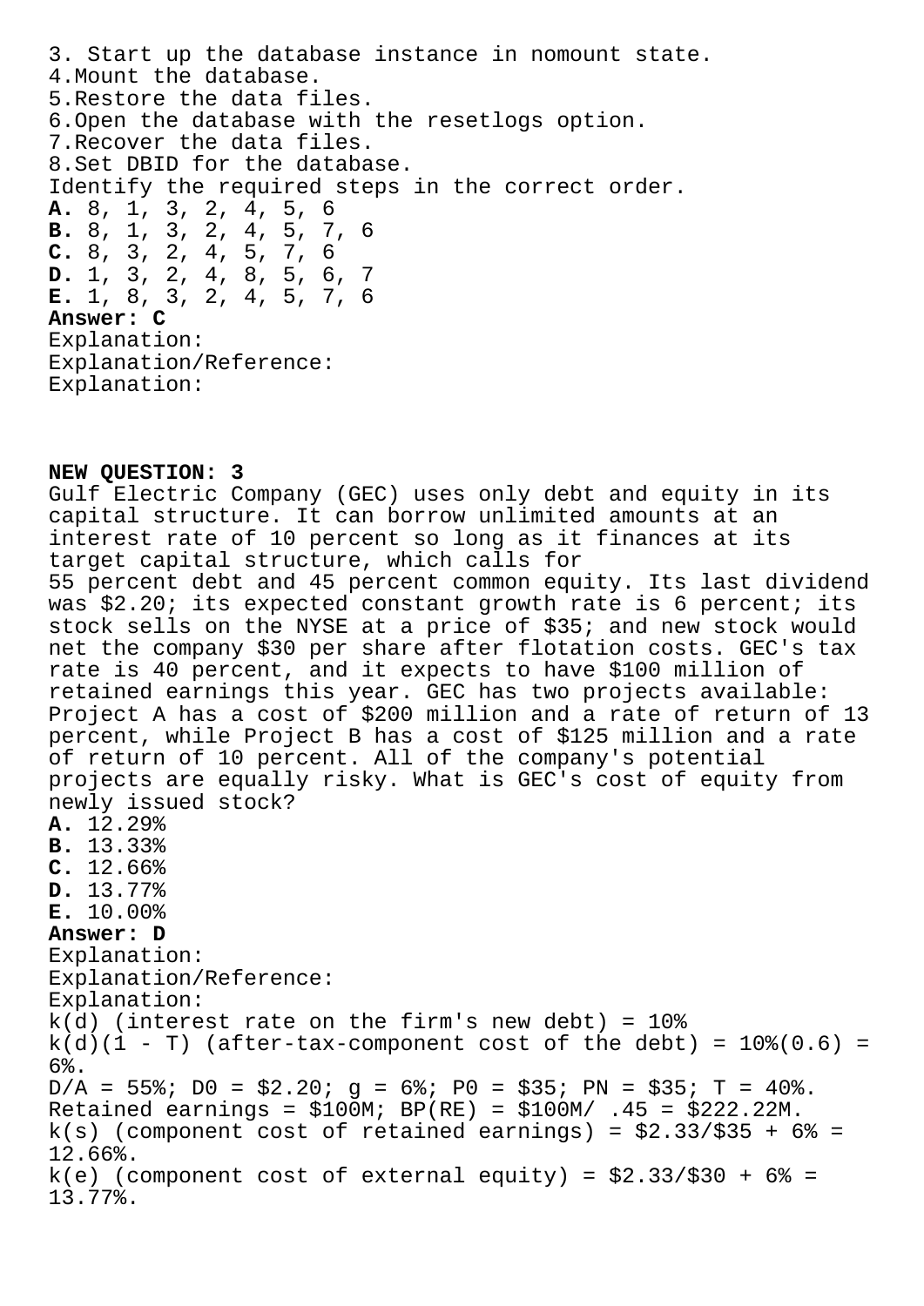3. Start up the database instance in nomount state.
4. Mount the database.
5. Restore the data files.
6. Open the database with the resetlogs option.
7. Recover the data files.
8. Set DBID for the database.

Identify the required steps in the correct order.

**A.** 8, 1, 3, 2, 4, 5, 6
**B.** 8, 1, 3, 2, 4, 5, 7, 6
**C.** 8, 3, 2, 4, 5, 7, 6
**D.** 1, 3, 2, 4, 8, 5, 6, 7
**E.** 1, 8, 3, 2, 4, 5, 7, 6

**Answer: C**

Explanation:
Explanation/Reference:
Explanation:

**NEW QUESTION: 3**

Gulf Electric Company (GEC) uses only debt and equity in its capital structure. It can borrow unlimited amounts at an interest rate of 10 percent so long as it finances at its target capital structure, which calls for 55 percent debt and 45 percent common equity. Its last dividend was $2.20; its expected constant growth rate is 6 percent; its stock sells on the NYSE at a price of $35; and new stock would net the company $30 per share after flotation costs. GEC's tax rate is 40 percent, and it expects to have $100 million of retained earnings this year. GEC has two projects available: Project A has a cost of $200 million and a rate of return of 13 percent, while Project B has a cost of $125 million and a rate of return of 10 percent. All of the company's potential projects are equally risky. What is GEC's cost of equity from newly issued stock?

**A.** 12.29%
**B.** 13.33%
**C.** 12.66%
**D.** 13.77%
**E.** 10.00%

**Answer: D**

Explanation:
Explanation/Reference:
Explanation:
k(d) (interest rate on the firm's new debt) = 10%
k(d)(1 - T) (after-tax-component cost of the debt) = 10%(0.6) = 6%.
D/A = 55%; D0 = $2.20; g = 6%; P0 = $35; PN = $35; T = 40%.
Retained earnings = $100M; BP(RE) = $100M/ .45 = $222.22M.
k(s) (component cost of retained earnings) = $2.33/$35 + 6% = 12.66%.
k(e) (component cost of external equity) = $2.33/$30 + 6% = 13.77%.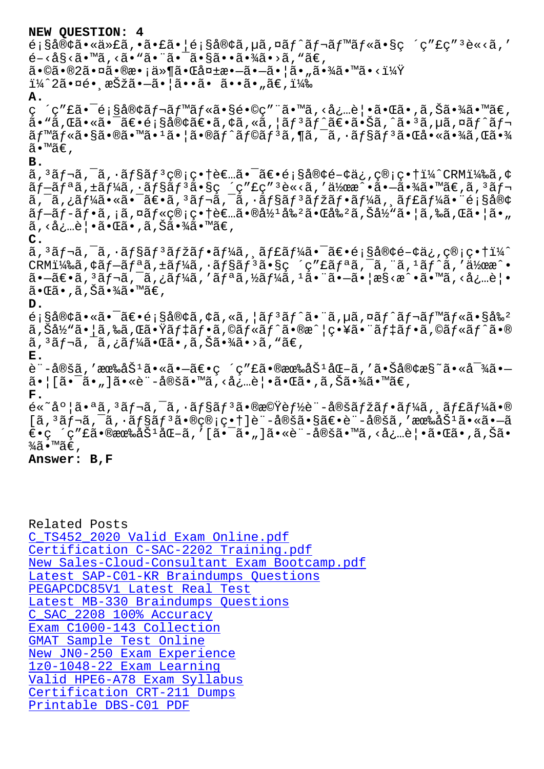**NEW QUESTION: 4**

é¡§å®¢ã•«ä»£ã,•ã•£ã•¦é¡§å®¢ã,µã,¤ãƒˆãƒ¬ãƒ™ãƒ«ã•§ç ´ç"£ç"³è«‹ã,'é–‹å§‹ã•™ã,‹ã•"ã•¨ã•¯ã•§ã••ã•¾ã•›ã,"ã€,
ã•©ã•®2ã•¤ã•®æ•¡ä»¶ã•Œå¤±æ•—ã•—ã•¦ã•"ã,‹ã•¾ã•™ã•‹ï¼Ÿ
ï¼ˆ2ã•¤é•¸æŠžã•—ã•¦ã••ã• ã••ã•"ã€,ï¼‰

**A.**
ç ´ç"£ã•¯é¡§å®¢ãƒ¬ãƒ™ãƒ«ã•§é•©ç"¨ã•™ã,‹å¿…è¦•ã•Œã•,ã,Šã•¾ã•™ã€,
ã•"ã,Œã•«ã•¯ã€•é¡§å®¢ã€•ã,¢ã,«ã,¦ãƒ³ãƒˆã€•ã•Šã,ˆã•³ã,µã,¤ãƒˆãƒ¬ãƒ™ãƒ«ã•§ã•®ã•™ã•¹ã•¦ã•®ãƒˆãƒ©ãƒ³ã,¶ã,¯ã,·ãƒ§ãƒ³ã•Œå•«ã•¾ã,Œã•¾ã•™ã€,

**B.**
ã,³ãƒ¬ã,¯ã,·ãƒ§ãƒ³ç®¡ç•†è€…ã•¯ã€•é¡§å®¢é–¢ä¿‚ç®¡ç•†ï¼ˆCRMï¼‰ã,¢ãƒ—ãƒªã,±ãƒ¼ã,·ãƒ§ãƒ³ã•§ç ´ç"£ç"³è«‹ã,'作æˆ•ã•—ã•¾ã•™ã€,ã,³ãƒ¬ã,¯ã,¿ãƒ¼ã•«ã•¯ã€•ã,³ãƒ¬ã,¯ã,·ãƒ§ãƒ³ãƒžãƒ•ãƒ¼ã,¸ãƒ£ãƒ¼ã•¨é¡§å®¢ãƒ—ãƒ­ãƒ•ã,¡ã,¤ãƒ«ç®¡ç•†è€…ã•®å½¹å‰²ã•Œå‰²ã,Šå½"ã•¦ã,‰ã,Œã•¦ã•"ã,‹å¿…è¦•ã•Œã•,ã,Šã•¾ã•™ã€,

**C.**
ã,³ãƒ¬ã,¯ã,·ãƒ§ãƒ³ãƒžãƒ•ãƒ¼ã,¸ãƒ£ãƒ¼ã•¯ã€•é¡§å®¢é–¢ä¿‚ç®¡ç•†ï¼ˆCRMï¼‰ã,¢ãƒ—ãƒªã,±ãƒ¼ã,·ãƒ§ãƒ³ã•§ç ´ç"£ãƒªã,¯ã,¨ã,¹ãƒˆã,'作æˆ•ã•—ã€•ã,³ãƒ¬ã,¯ã,¿ãƒ¼ã,'ãƒªã,½ãƒ¼ã,¹ã•¨ã•—ã•¦æ§‹æˆ•ã•™ã,‹å¿…è¦•ã•Œã•,ã,Šã•¾ã•™ã€,

**D.**
é¡§å®¢ã•«ã•¯ã€•é¡§å®¢ã,¢ã,«ã,¦ãƒ³ãƒˆã•¨ã,µã,¤ãƒˆãƒ¬ãƒ™ãƒ«ã•§å‰²ã,Šå½"ã•¦ã,‰ã,Œã•Ÿãƒ‡ãƒ•ã,©ãƒ«ãƒˆã•®æ^¦ç•¥ã•¨ãƒ‡ãƒ•ã,©ãƒ«ãƒˆã•®ã,³ãƒ¬ã,¯ã,¿ãƒ¼ã•Œã•,ã,Šã•¾ã•›ã,"ã€,

**E.**
è¨-å®šã,'有åŠ¹ã•«ã•—ã€•ç ´ç"£ã•®æœ‰åŠ¹åŒ–ã,'ã•Šå®¢æ§˜ã•«å¯¾ã•—ã•¦[ã•¯ã•"]ã•«è¨-å®šã•™ã,‹å¿…è¦•ã•Œã•,ã,Šã•¾ã•™ã€,

**F.**
é«˜åº¦ã•ªã,³ãƒ¬ã,¯ã,·ãƒ§ãƒ³ã•®æ©Ÿèƒ½è¨-å®šãƒžãƒ•ãƒ¼ã,¸ãƒ£ãƒ¼ã•®[ã,³ãƒ¬ã,¯ã,·ãƒ§ãƒ³ã•®ç®¡ç•†]è¨-å®šã•§ã€•è¨-å®šã,'有åŠ¹ã•«ã•—ã€•ç ´ç"£ã•®æœ‰åŠ¹åŒ–ã,'[ã•¯ã•"]ã•«è¨-å®šã•™ã,‹å¿…è¦•ã•Œã•,ã,Šã•¾ã•™ã€,

**Answer: B,F**

Related Posts
C_TS452_2020 Valid Exam Online.pdf
Certification C-SAC-2202 Training.pdf
New Sales-Cloud-Consultant Exam Bootcamp.pdf
Latest SAP-C01-KR Braindumps Questions
PEGAPCDC85V1 Latest Real Test
Latest MB-330 Braindumps Questions
C_SAC_2208 100% Accuracy
Exam C1000-143 Collection
GMAT Sample Test Online
New JN0-250 Exam Experience
1z0-1048-22 Exam Learning
Valid HPE6-A78 Exam Syllabus
Certification CRT-211 Dumps
Printable DBS-C01 PDF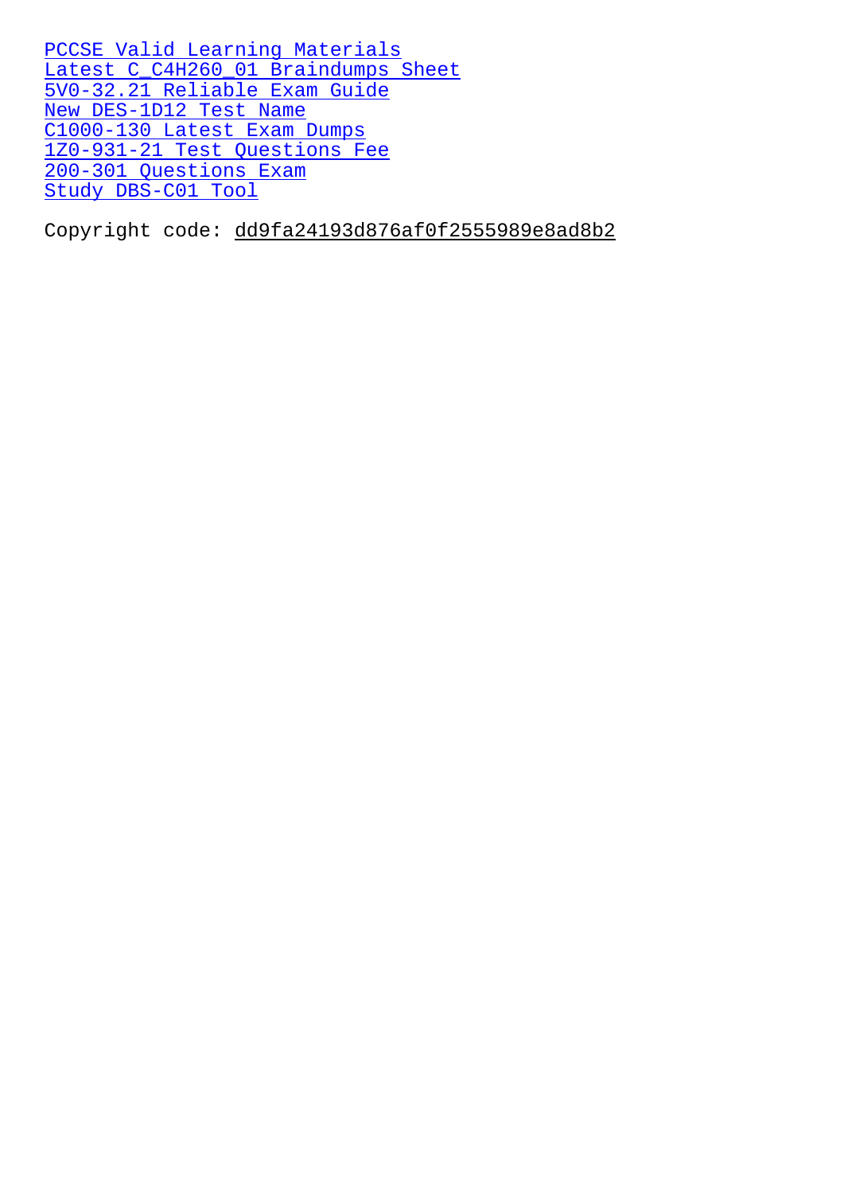PCCSE Valid Learning Materials
Latest C_C4H260_01 Braindumps Sheet
5V0-32.21 Reliable Exam Guide
New DES-1D12 Test Name
C1000-130 Latest Exam Dumps
1Z0-931-21 Test Questions Fee
200-301 Questions Exam
Study DBS-C01 Tool

Copyright code: dd9fa24193d876af0f2555989e8ad8b2